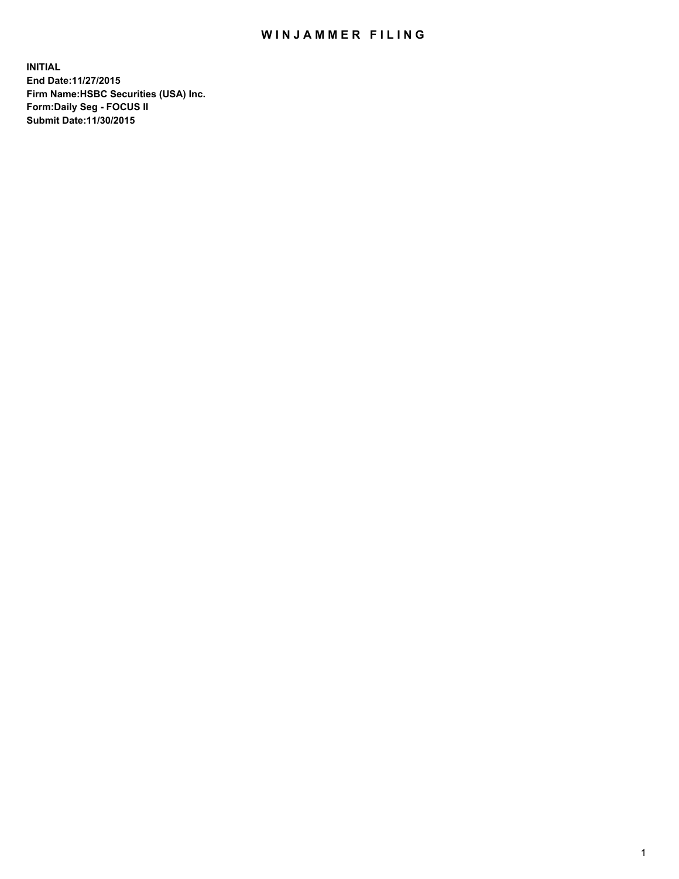# WINJAMMER FILING

**INITIAL**
**End Date:11/27/2015**
**Firm Name:HSBC Securities (USA) Inc.**
**Form:Daily Seg - FOCUS II**
**Submit Date:11/30/2015**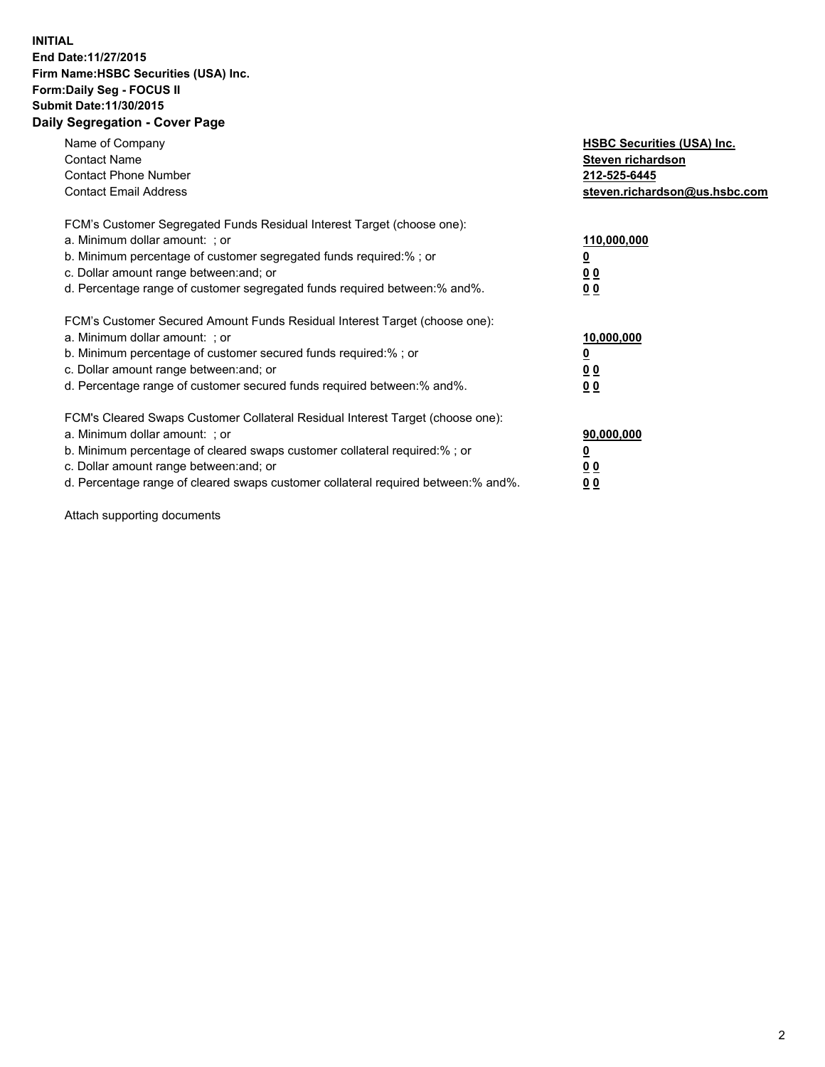**INITIAL**
**End Date:11/27/2015**
**Firm Name:HSBC Securities (USA) Inc.**
**Form:Daily Seg - FOCUS II**
**Submit Date:11/30/2015**

## Daily Segregation - Cover Page

| | |
|---|---|
| Name of Company | **HSBC Securities (USA) Inc.** |
| Contact Name | **Steven richardson** |
| Contact Phone Number | **212-525-6445** |
| Contact Email Address | **steven.richardson@us.hsbc.com** |

FCM's Customer Segregated Funds Residual Interest Target (choose one):

| | |
|---|---|
| a. Minimum dollar amount: ; or | **110,000,000** |
| b. Minimum percentage of customer segregated funds required:% ; or | **0** |
| c. Dollar amount range between:and; or | **0 0** |
| d. Percentage range of customer segregated funds required between:% and%. | **0 0** |

FCM's Customer Secured Amount Funds Residual Interest Target (choose one):

| | |
|---|---|
| a. Minimum dollar amount: ; or | **10,000,000** |
| b. Minimum percentage of customer secured funds required:% ; or | **0** |
| c. Dollar amount range between:and; or | **0 0** |
| d. Percentage range of customer secured funds required between:% and%. | **0 0** |

FCM's Cleared Swaps Customer Collateral Residual Interest Target (choose one):

| | |
|---|---|
| a. Minimum dollar amount: ; or | **90,000,000** |
| b. Minimum percentage of cleared swaps customer collateral required:% ; or | **0** |
| c. Dollar amount range between:and; or | **0 0** |
| d. Percentage range of cleared swaps customer collateral required between:% and%. | **0 0** |

Attach supporting documents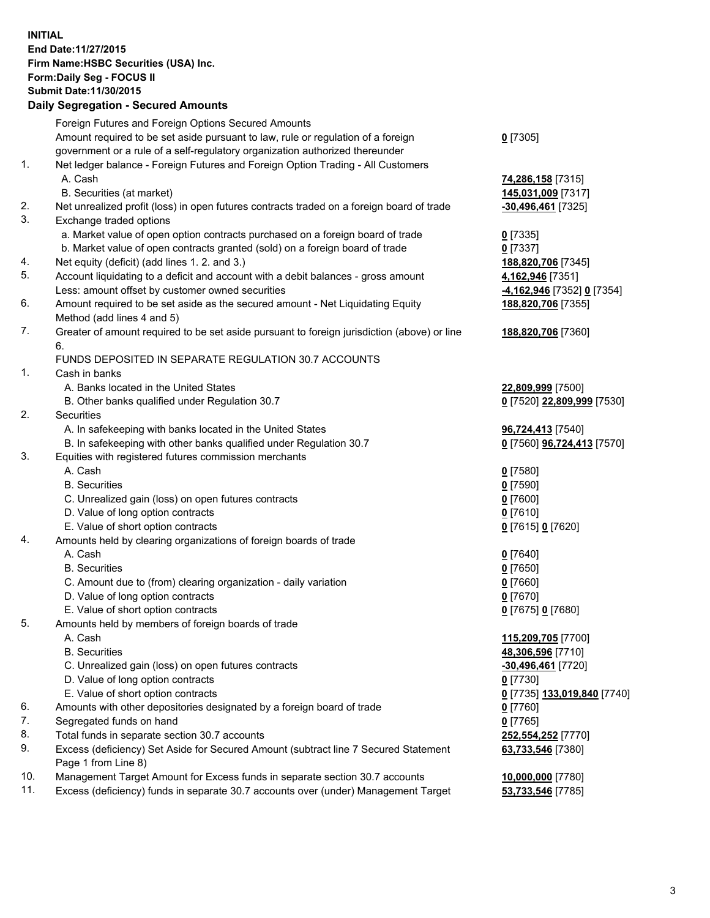**INITIAL**
**End Date:11/27/2015**
**Firm Name:HSBC Securities (USA) Inc.**
**Form:Daily Seg - FOCUS II**
**Submit Date:11/30/2015**

## Daily Segregation - Secured Amounts

| | | |
|---|---|---|
| | Foreign Futures and Foreign Options Secured Amounts | |
| | Amount required to be set aside pursuant to law, rule or regulation of a foreign government or a rule of a self-regulatory organization authorized thereunder | **0** [7305] |
| 1. | Net ledger balance - Foreign Futures and Foreign Option Trading - All Customers | |
| | A. Cash | **74,286,158** [7315] |
| | B. Securities (at market) | **145,031,009** [7317] |
| 2. | Net unrealized profit (loss) in open futures contracts traded on a foreign board of trade | **-30,496,461** [7325] |
| 3. | Exchange traded options | |
| | a. Market value of open option contracts purchased on a foreign board of trade | **0** [7335] |
| | b. Market value of open contracts granted (sold) on a foreign board of trade | **0** [7337] |
| 4. | Net equity (deficit) (add lines 1. 2. and 3.) | **188,820,706** [7345] |
| 5. | Account liquidating to a deficit and account with a debit balances - gross amount | **4,162,946** [7351] |
| | Less: amount offset by customer owned securities | **-4,162,946** [7352] **0** [7354] |
| 6. | Amount required to be set aside as the secured amount - Net Liquidating Equity Method (add lines 4 and 5) | **188,820,706** [7355] |
| 7. | Greater of amount required to be set aside pursuant to foreign jurisdiction (above) or line 6. | **188,820,706** [7360] |
| | FUNDS DEPOSITED IN SEPARATE REGULATION 30.7 ACCOUNTS | |
| 1. | Cash in banks | |
| | A. Banks located in the United States | **22,809,999** [7500] |
| | B. Other banks qualified under Regulation 30.7 | **0** [7520] **22,809,999** [7530] |
| 2. | Securities | |
| | A. In safekeeping with banks located in the United States | **96,724,413** [7540] |
| | B. In safekeeping with other banks qualified under Regulation 30.7 | **0** [7560] **96,724,413** [7570] |
| 3. | Equities with registered futures commission merchants | |
| | A. Cash | **0** [7580] |
| | B. Securities | **0** [7590] |
| | C. Unrealized gain (loss) on open futures contracts | **0** [7600] |
| | D. Value of long option contracts | **0** [7610] |
| | E. Value of short option contracts | **0** [7615] **0** [7620] |
| 4. | Amounts held by clearing organizations of foreign boards of trade | |
| | A. Cash | **0** [7640] |
| | B. Securities | **0** [7650] |
| | C. Amount due to (from) clearing organization - daily variation | **0** [7660] |
| | D. Value of long option contracts | **0** [7670] |
| | E. Value of short option contracts | **0** [7675] **0** [7680] |
| 5. | Amounts held by members of foreign boards of trade | |
| | A. Cash | **115,209,705** [7700] |
| | B. Securities | **48,306,596** [7710] |
| | C. Unrealized gain (loss) on open futures contracts | **-30,496,461** [7720] |
| | D. Value of long option contracts | **0** [7730] |
| | E. Value of short option contracts | **0** [7735] **133,019,840** [7740] |
| 6. | Amounts with other depositories designated by a foreign board of trade | **0** [7760] |
| 7. | Segregated funds on hand | **0** [7765] |
| 8. | Total funds in separate section 30.7 accounts | **252,554,252** [7770] |
| 9. | Excess (deficiency) Set Aside for Secured Amount (subtract line 7 Secured Statement Page 1 from Line 8) | **63,733,546** [7380] |
| 10. | Management Target Amount for Excess funds in separate section 30.7 accounts | **10,000,000** [7780] |
| 11. | Excess (deficiency) funds in separate 30.7 accounts over (under) Management Target | **53,733,546** [7785] |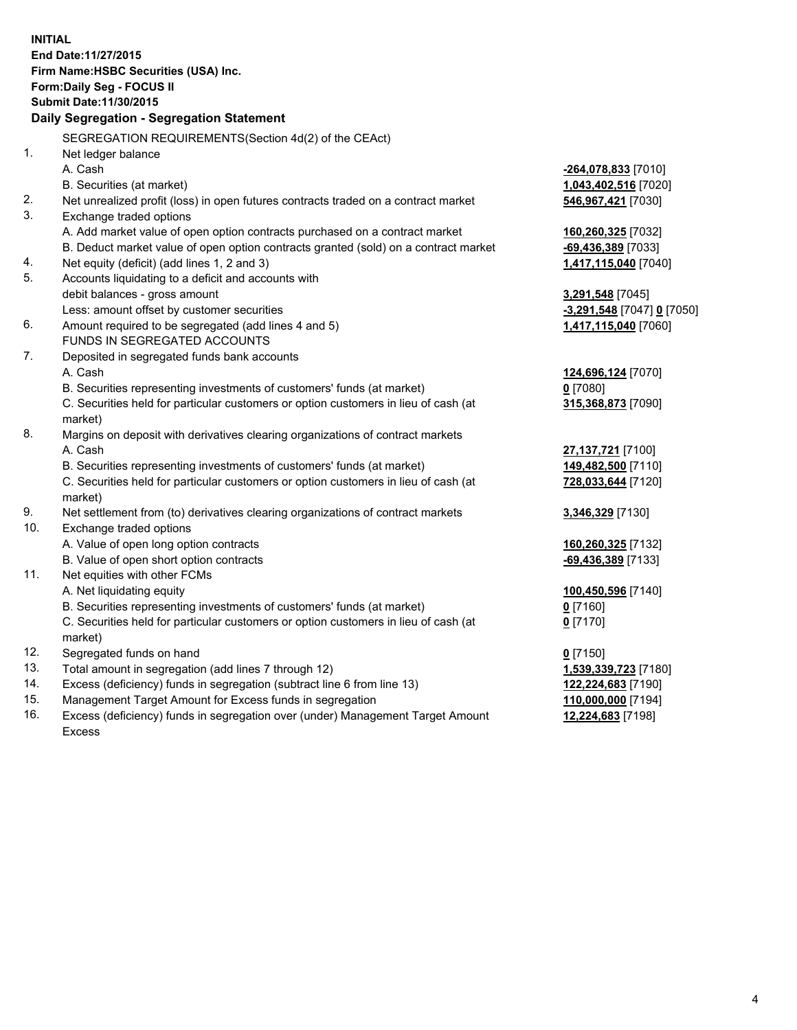**INITIAL**
**End Date:11/27/2015**
**Firm Name:HSBC Securities (USA) Inc.**
**Form:Daily Seg - FOCUS II**
**Submit Date:11/30/2015**

**Daily Segregation - Segregation Statement**

| | | |
|---|---|---|
| | SEGREGATION REQUIREMENTS(Section 4d(2) of the CEAct) | |
| 1. | Net ledger balance | |
| | A. Cash | **-264,078,833** [7010] |
| | B. Securities (at market) | **1,043,402,516** [7020] |
| 2. | Net unrealized profit (loss) in open futures contracts traded on a contract market | **546,967,421** [7030] |
| 3. | Exchange traded options | |
| | A. Add market value of open option contracts purchased on a contract market | **160,260,325** [7032] |
| | B. Deduct market value of open option contracts granted (sold) on a contract market | **-69,436,389** [7033] |
| 4. | Net equity (deficit) (add lines 1, 2 and 3) | **1,417,115,040** [7040] |
| 5. | Accounts liquidating to a deficit and accounts with | |
| | debit balances - gross amount | **3,291,548** [7045] |
| | Less: amount offset by customer securities | **-3,291,548** [7047] **0** [7050] |
| 6. | Amount required to be segregated (add lines 4 and 5) | **1,417,115,040** [7060] |
| | FUNDS IN SEGREGATED ACCOUNTS | |
| 7. | Deposited in segregated funds bank accounts | |
| | A. Cash | **124,696,124** [7070] |
| | B. Securities representing investments of customers' funds (at market) | **0** [7080] |
| | C. Securities held for particular customers or option customers in lieu of cash (at market) | **315,368,873** [7090] |
| 8. | Margins on deposit with derivatives clearing organizations of contract markets | |
| | A. Cash | **27,137,721** [7100] |
| | B. Securities representing investments of customers' funds (at market) | **149,482,500** [7110] |
| | C. Securities held for particular customers or option customers in lieu of cash (at market) | **728,033,644** [7120] |
| 9. | Net settlement from (to) derivatives clearing organizations of contract markets | **3,346,329** [7130] |
| 10. | Exchange traded options | |
| | A. Value of open long option contracts | **160,260,325** [7132] |
| | B. Value of open short option contracts | **-69,436,389** [7133] |
| 11. | Net equities with other FCMs | |
| | A. Net liquidating equity | **100,450,596** [7140] |
| | B. Securities representing investments of customers' funds (at market) | **0** [7160] |
| | C. Securities held for particular customers or option customers in lieu of cash (at market) | **0** [7170] |
| 12. | Segregated funds on hand | **0** [7150] |
| 13. | Total amount in segregation (add lines 7 through 12) | **1,539,339,723** [7180] |
| 14. | Excess (deficiency) funds in segregation (subtract line 6 from line 13) | **122,224,683** [7190] |
| 15. | Management Target Amount for Excess funds in segregation | **110,000,000** [7194] |
| 16. | Excess (deficiency) funds in segregation over (under) Management Target Amount Excess | **12,224,683** [7198] |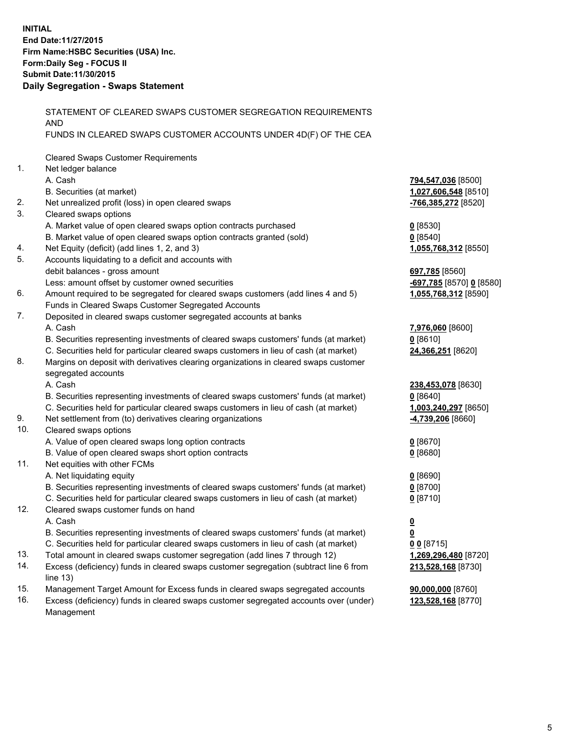**INITIAL**
**End Date:11/27/2015**
**Firm Name:HSBC Securities (USA) Inc.**
**Form:Daily Seg - FOCUS II**
**Submit Date:11/30/2015**
**Daily Segregation - Swaps Statement**

STATEMENT OF CLEARED SWAPS CUSTOMER SEGREGATION REQUIREMENTS AND FUNDS IN CLEARED SWAPS CUSTOMER ACCOUNTS UNDER 4D(F) OF THE CEA

| | | |
|---|---|---|
| | Cleared Swaps Customer Requirements | |
| 1. | Net ledger balance | |
| | A. Cash | **794,547,036** [8500] |
| | B. Securities (at market) | **1,027,606,548** [8510] |
| 2. | Net unrealized profit (loss) in open cleared swaps | **-766,385,272** [8520] |
| 3. | Cleared swaps options | |
| | A. Market value of open cleared swaps option contracts purchased | **0** [8530] |
| | B. Market value of open cleared swaps option contracts granted (sold) | **0** [8540] |
| 4. | Net Equity (deficit) (add lines 1, 2, and 3) | **1,055,768,312** [8550] |
| 5. | Accounts liquidating to a deficit and accounts with debit balances - gross amount | **697,785** [8560] |
| | Less: amount offset by customer owned securities | **-697,785** [8570] **0** [8580] |
| 6. | Amount required to be segregated for cleared swaps customers (add lines 4 and 5) | **1,055,768,312** [8590] |
| | Funds in Cleared Swaps Customer Segregated Accounts | |
| 7. | Deposited in cleared swaps customer segregated accounts at banks | |
| | A. Cash | **7,976,060** [8600] |
| | B. Securities representing investments of cleared swaps customers' funds (at market) | **0** [8610] |
| | C. Securities held for particular cleared swaps customers in lieu of cash (at market) | **24,366,251** [8620] |
| 8. | Margins on deposit with derivatives clearing organizations in cleared swaps customer segregated accounts | |
| | A. Cash | **238,453,078** [8630] |
| | B. Securities representing investments of cleared swaps customers' funds (at market) | **0** [8640] |
| | C. Securities held for particular cleared swaps customers in lieu of cash (at market) | **1,003,240,297** [8650] |
| 9. | Net settlement from (to) derivatives clearing organizations | **-4,739,206** [8660] |
| 10. | Cleared swaps options | |
| | A. Value of open cleared swaps long option contracts | **0** [8670] |
| | B. Value of open cleared swaps short option contracts | **0** [8680] |
| 11. | Net equities with other FCMs | |
| | A. Net liquidating equity | **0** [8690] |
| | B. Securities representing investments of cleared swaps customers' funds (at market) | **0** [8700] |
| | C. Securities held for particular cleared swaps customers in lieu of cash (at market) | **0** [8710] |
| 12. | Cleared swaps customer funds on hand | |
| | A. Cash | **0** |
| | B. Securities representing investments of cleared swaps customers' funds (at market) | **0** |
| | C. Securities held for particular cleared swaps customers in lieu of cash (at market) | **0** **0** [8715] |
| 13. | Total amount in cleared swaps customer segregation (add lines 7 through 12) | **1,269,296,480** [8720] |
| 14. | Excess (deficiency) funds in cleared swaps customer segregation (subtract line 6 from line 13) | **213,528,168** [8730] |
| 15. | Management Target Amount for Excess funds in cleared swaps segregated accounts | **90,000,000** [8760] |
| 16. | Excess (deficiency) funds in cleared swaps customer segregated accounts over (under) Management | **123,528,168** [8770] |